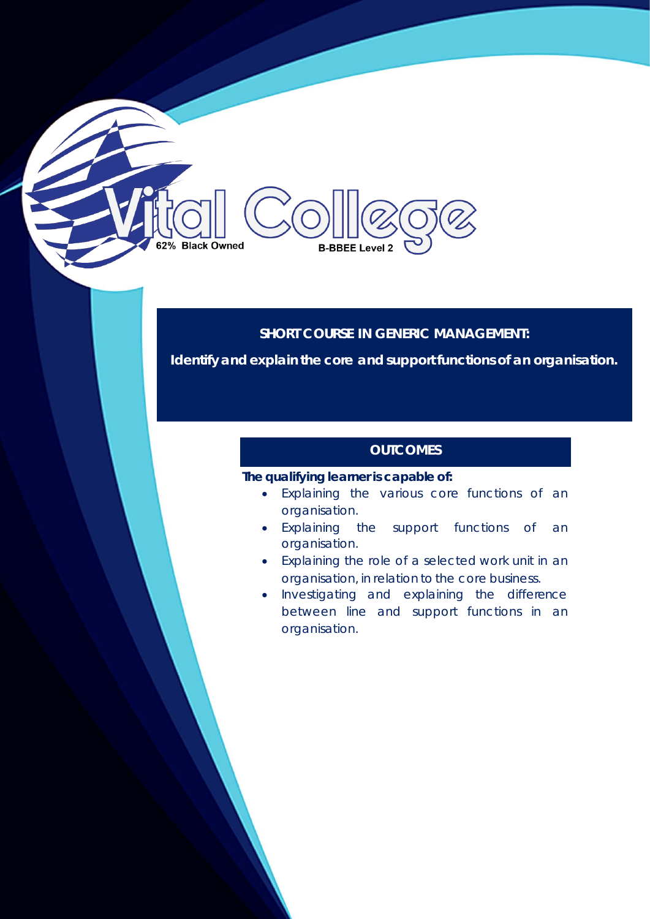Vital College

62% Black Owned

B-BBEE Level 2

## SHORT COURSE IN GENERIC MANAGEMENT:

**Identify and explain the core and support functions of an organisation.**

### OUTCOMES

**The qualifying learner is capable of:**

- Explaining the various core functions of an organisation.
- Explaining the support functions of an organisation.
- Explaining the role of a selected work unit in an organisation, in relation to the core business.
- Investigating and explaining the difference between line and support functions in an organisation.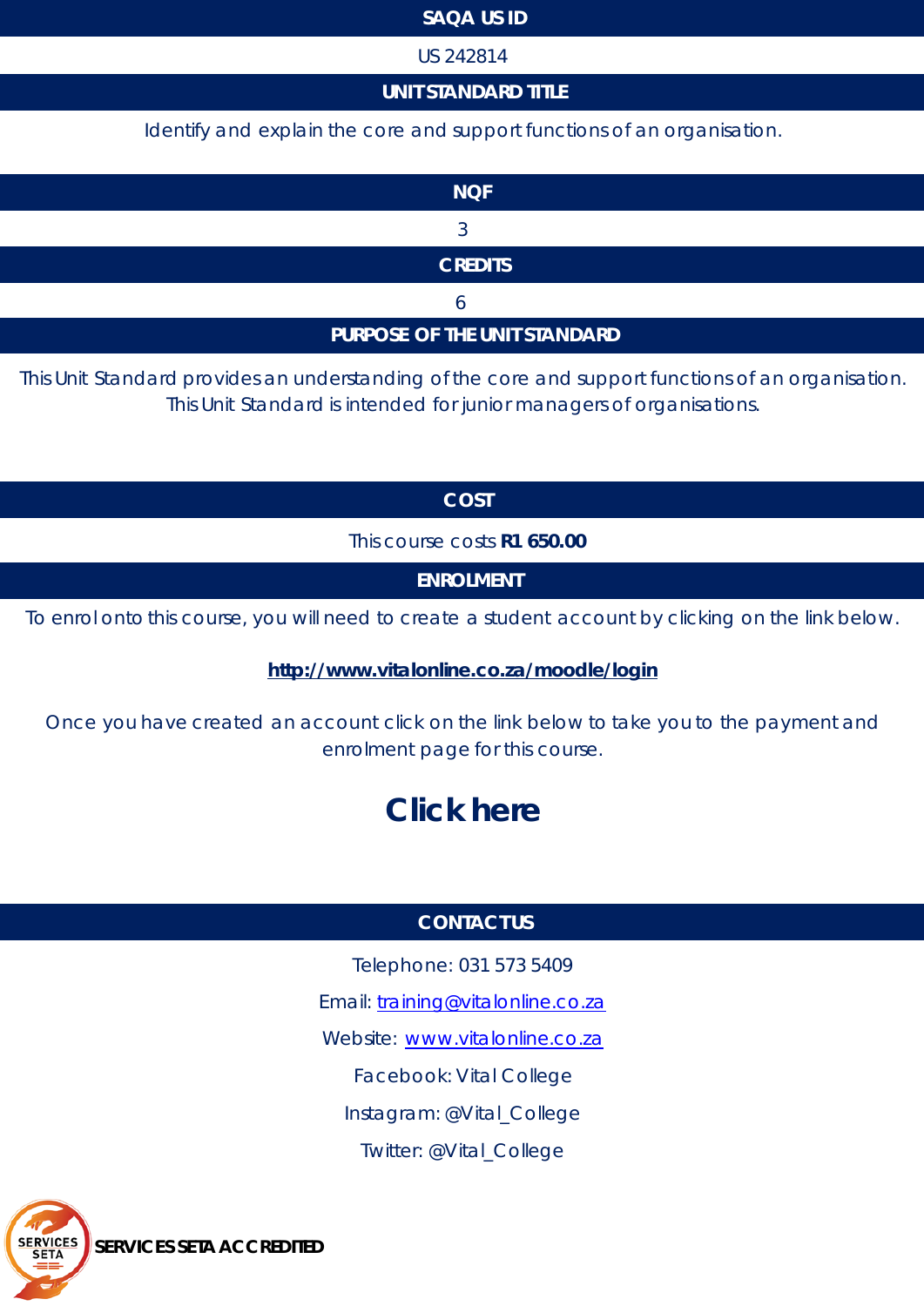## SAQA US ID

US 242814

## UNIT STANDARD TITLE

Identify and explain the core and support functions of an organisation.

## NQF

3

## CREDITS

6

## PURPOSE OF THE UNIT STANDARD

This Unit Standard provides an understanding of the core and support functions of an organisation. This Unit Standard is intended for junior managers of organisations.

## COST

This course costs **R1 650.00**

## ENROLMENT

To enrol onto this course, you will need to create a student account by clicking on the link below.

**http://www.vitalonline.co.za/moodle/login**

Once you have created an account click on the link below to take you to the payment and enrolment page for this course.

# Click here

## CONTACT US

Telephone: 031 573 5409

Email: training@vitalonline.co.za

Website: www.vitalonline.co.za

Facebook: Vital College

Instagram: @Vital_College

Twitter: @Vital_College

**SERVICES SETA ACCREDITED**